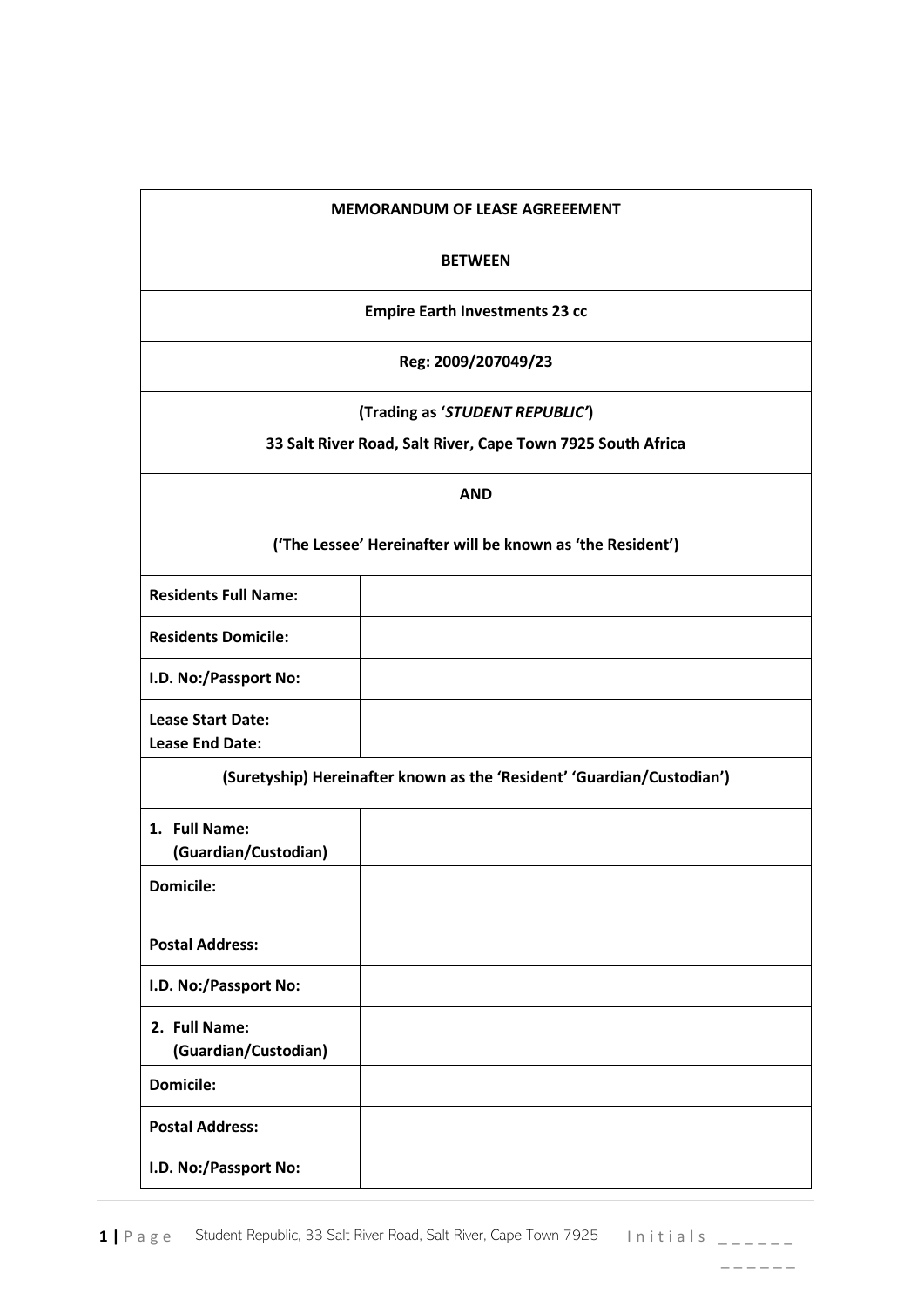**MEMORANDUM OF LEASE AGREEEMENT**

**BETWEEN**

**Empire Earth Investments 23 cc**

**Reg: 2009/207049/23**

**(Trading as '*STUDENT REPUBLIC*')**

**33 Salt River Road, Salt River, Cape Town 7925 South Africa**

**AND**

**('The Lessee' Hereinafter will be known as 'the Resident')**

| | |
|---|---|
| **Residents Full Name:** | |
| **Residents Domicile:** | |
| **I.D. No:/Passport No:** | |
| **Lease Start Date:**<br>**Lease End Date:** | |

**(Suretyship) Hereinafter known as the 'Resident' 'Guardian/Custodian')**

| | |
|---|---|
| **1. Full Name: (Guardian/Custodian)** | |
| **Domicile:** | |
| **Postal Address:** | |
| **I.D. No:/Passport No:** | |
| **2. Full Name: (Guardian/Custodian)** | |
| **Domicile:** | |
| **Postal Address:** | |
| **I.D. No:/Passport No:** | |

Initials ______

______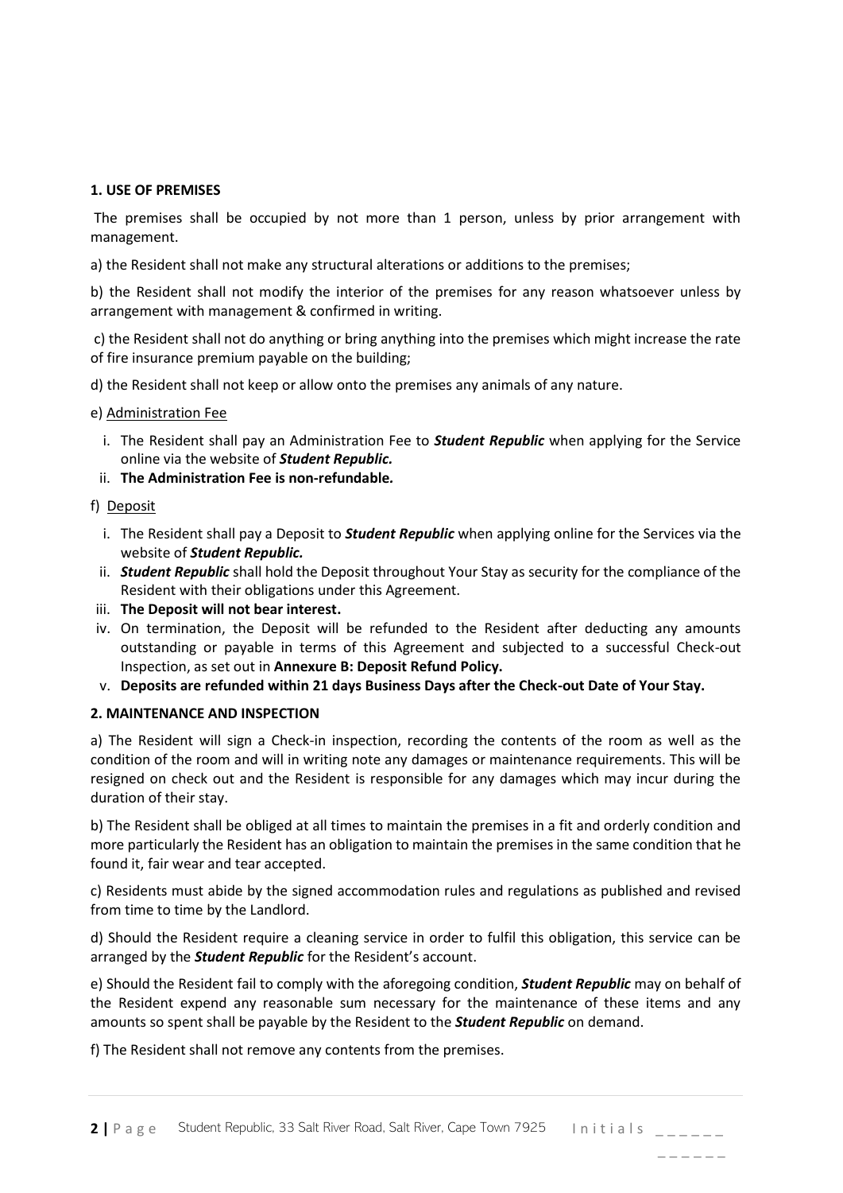**1. USE OF PREMISES**

The premises shall be occupied by not more than 1 person, unless by prior arrangement with management.

a) the Resident shall not make any structural alterations or additions to the premises;

b) the Resident shall not modify the interior of the premises for any reason whatsoever unless by arrangement with management & confirmed in writing.

c) the Resident shall not do anything or bring anything into the premises which might increase the rate of fire insurance premium payable on the building;

d) the Resident shall not keep or allow onto the premises any animals of any nature.

e) Administration Fee

i. The Resident shall pay an Administration Fee to ***Student Republic*** when applying for the Service online via the website of ***Student Republic.***
ii. **The Administration Fee is non-refundable.**

f) Deposit

i. The Resident shall pay a Deposit to ***Student Republic*** when applying online for the Services via the website of ***Student Republic.***
ii. ***Student Republic*** shall hold the Deposit throughout Your Stay as security for the compliance of the Resident with their obligations under this Agreement.
iii. **The Deposit will not bear interest.**
iv. On termination, the Deposit will be refunded to the Resident after deducting any amounts outstanding or payable in terms of this Agreement and subjected to a successful Check-out Inspection, as set out in **Annexure B: Deposit Refund Policy.**
v. **Deposits are refunded within 21 days Business Days after the Check-out Date of Your Stay.**

**2. MAINTENANCE AND INSPECTION**

a) The Resident will sign a Check-in inspection, recording the contents of the room as well as the condition of the room and will in writing note any damages or maintenance requirements. This will be resigned on check out and the Resident is responsible for any damages which may incur during the duration of their stay.

b) The Resident shall be obliged at all times to maintain the premises in a fit and orderly condition and more particularly the Resident has an obligation to maintain the premises in the same condition that he found it, fair wear and tear accepted.

c) Residents must abide by the signed accommodation rules and regulations as published and revised from time to time by the Landlord.

d) Should the Resident require a cleaning service in order to fulfil this obligation, this service can be arranged by the ***Student Republic*** for the Resident's account.

e) Should the Resident fail to comply with the aforegoing condition, ***Student Republic*** may on behalf of the Resident expend any reasonable sum necessary for the maintenance of these items and any amounts so spent shall be payable by the Resident to the ***Student Republic*** on demand.

f) The Resident shall not remove any contents from the premises.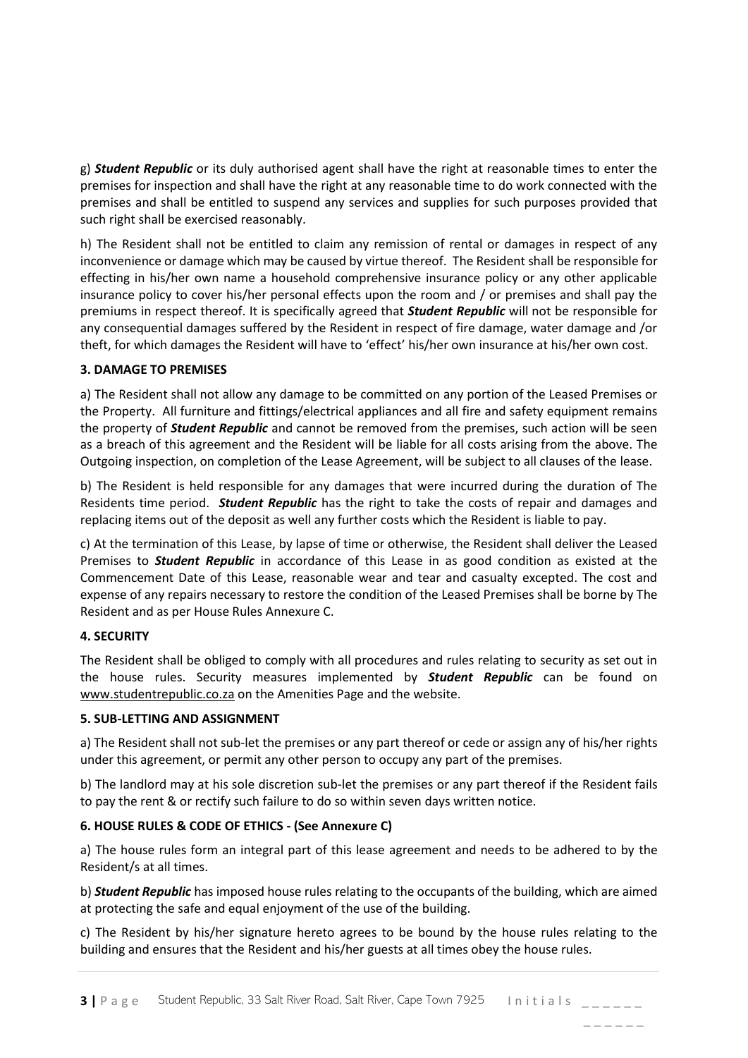g) ***Student Republic*** or its duly authorised agent shall have the right at reasonable times to enter the premises for inspection and shall have the right at any reasonable time to do work connected with the premises and shall be entitled to suspend any services and supplies for such purposes provided that such right shall be exercised reasonably.

h) The Resident shall not be entitled to claim any remission of rental or damages in respect of any inconvenience or damage which may be caused by virtue thereof. The Resident shall be responsible for effecting in his/her own name a household comprehensive insurance policy or any other applicable insurance policy to cover his/her personal effects upon the room and / or premises and shall pay the premiums in respect thereof. It is specifically agreed that ***Student Republic*** will not be responsible for any consequential damages suffered by the Resident in respect of fire damage, water damage and /or theft, for which damages the Resident will have to 'effect' his/her own insurance at his/her own cost.

**3. DAMAGE TO PREMISES**

a) The Resident shall not allow any damage to be committed on any portion of the Leased Premises or the Property. All furniture and fittings/electrical appliances and all fire and safety equipment remains the property of ***Student Republic*** and cannot be removed from the premises, such action will be seen as a breach of this agreement and the Resident will be liable for all costs arising from the above. The Outgoing inspection, on completion of the Lease Agreement, will be subject to all clauses of the lease.

b) The Resident is held responsible for any damages that were incurred during the duration of The Residents time period. ***Student Republic*** has the right to take the costs of repair and damages and replacing items out of the deposit as well any further costs which the Resident is liable to pay.

c) At the termination of this Lease, by lapse of time or otherwise, the Resident shall deliver the Leased Premises to ***Student Republic*** in accordance of this Lease in as good condition as existed at the Commencement Date of this Lease, reasonable wear and tear and casualty excepted. The cost and expense of any repairs necessary to restore the condition of the Leased Premises shall be borne by The Resident and as per House Rules Annexure C.

**4. SECURITY**

The Resident shall be obliged to comply with all procedures and rules relating to security as set out in the house rules. Security measures implemented by ***Student Republic*** can be found on www.studentrepublic.co.za on the Amenities Page and the website.

**5. SUB-LETTING AND ASSIGNMENT**

a) The Resident shall not sub-let the premises or any part thereof or cede or assign any of his/her rights under this agreement, or permit any other person to occupy any part of the premises.

b) The landlord may at his sole discretion sub-let the premises or any part thereof if the Resident fails to pay the rent & or rectify such failure to do so within seven days written notice.

**6. HOUSE RULES & CODE OF ETHICS - (See Annexure C)**

a) The house rules form an integral part of this lease agreement and needs to be adhered to by the Resident/s at all times.

b) ***Student Republic*** has imposed house rules relating to the occupants of the building, which are aimed at protecting the safe and equal enjoyment of the use of the building.

c) The Resident by his/her signature hereto agrees to be bound by the house rules relating to the building and ensures that the Resident and his/her guests at all times obey the house rules.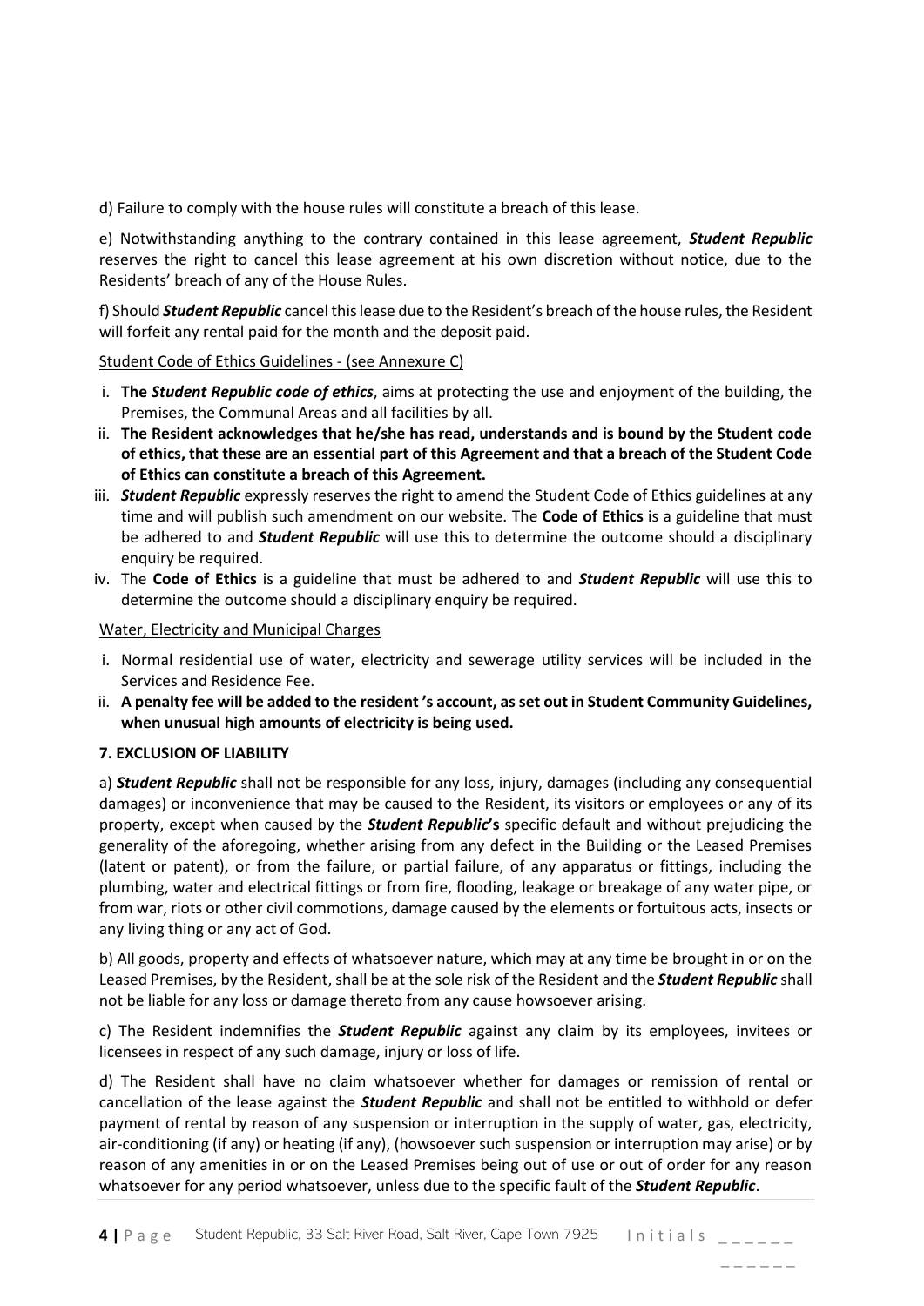d) Failure to comply with the house rules will constitute a breach of this lease.

e) Notwithstanding anything to the contrary contained in this lease agreement, ***Student Republic*** reserves the right to cancel this lease agreement at his own discretion without notice, due to the Residents' breach of any of the House Rules.

f) Should ***Student Republic*** cancel this lease due to the Resident's breach of the house rules, the Resident will forfeit any rental paid for the month and the deposit paid.

<u>Student Code of Ethics Guidelines - (see Annexure C)</u>

i. **The *Student Republic code of ethics***, aims at protecting the use and enjoyment of the building, the Premises, the Communal Areas and all facilities by all.

ii. **The Resident acknowledges that he/she has read, understands and is bound by the Student code of ethics, that these are an essential part of this Agreement and that a breach of the Student Code of Ethics can constitute a breach of this Agreement.**

iii. ***Student Republic*** expressly reserves the right to amend the Student Code of Ethics guidelines at any time and will publish such amendment on our website. The **Code of Ethics** is a guideline that must be adhered to and ***Student Republic*** will use this to determine the outcome should a disciplinary enquiry be required.

iv. The **Code of Ethics** is a guideline that must be adhered to and ***Student Republic*** will use this to determine the outcome should a disciplinary enquiry be required.

<u>Water, Electricity and Municipal Charges</u>

i. Normal residential use of water, electricity and sewerage utility services will be included in the Services and Residence Fee.

ii. **A penalty fee will be added to the resident 's account, as set out in Student Community Guidelines, when unusual high amounts of electricity is being used.**

### 7. EXCLUSION OF LIABILITY

a) ***Student Republic*** shall not be responsible for any loss, injury, damages (including any consequential damages) or inconvenience that may be caused to the Resident, its visitors or employees or any of its property, except when caused by the ***Student Republic*'s** specific default and without prejudicing the generality of the aforegoing, whether arising from any defect in the Building or the Leased Premises (latent or patent), or from the failure, or partial failure, of any apparatus or fittings, including the plumbing, water and electrical fittings or from fire, flooding, leakage or breakage of any water pipe, or from war, riots or other civil commotions, damage caused by the elements or fortuitous acts, insects or any living thing or any act of God.

b) All goods, property and effects of whatsoever nature, which may at any time be brought in or on the Leased Premises, by the Resident, shall be at the sole risk of the Resident and the ***Student Republic*** shall not be liable for any loss or damage thereto from any cause howsoever arising.

c) The Resident indemnifies the ***Student Republic*** against any claim by its employees, invitees or licensees in respect of any such damage, injury or loss of life.

d) The Resident shall have no claim whatsoever whether for damages or remission of rental or cancellation of the lease against the ***Student Republic*** and shall not be entitled to withhold or defer payment of rental by reason of any suspension or interruption in the supply of water, gas, electricity, air-conditioning (if any) or heating (if any), (howsoever such suspension or interruption may arise) or by reason of any amenities in or on the Leased Premises being out of use or out of order for any reason whatsoever for any period whatsoever, unless due to the specific fault of the ***Student Republic***.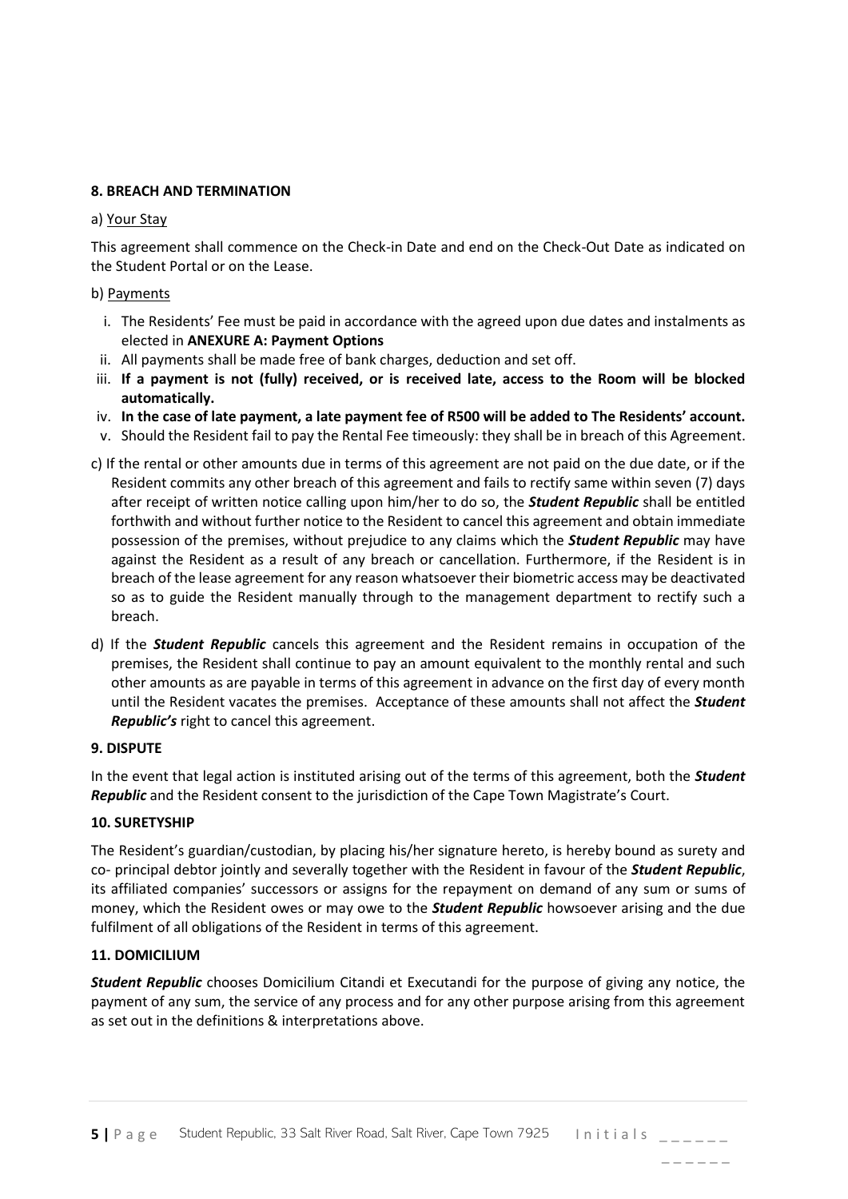**8. BREACH AND TERMINATION**

a) Your Stay

This agreement shall commence on the Check-in Date and end on the Check-Out Date as indicated on the Student Portal or on the Lease.

b) Payments

i. The Residents' Fee must be paid in accordance with the agreed upon due dates and instalments as elected in **ANEXURE A: Payment Options**

ii. All payments shall be made free of bank charges, deduction and set off.

iii. **If a payment is not (fully) received, or is received late, access to the Room will be blocked automatically.**

iv. **In the case of late payment, a late payment fee of R500 will be added to The Residents' account.**

v. Should the Resident fail to pay the Rental Fee timeously: they shall be in breach of this Agreement.

c) If the rental or other amounts due in terms of this agreement are not paid on the due date, or if the Resident commits any other breach of this agreement and fails to rectify same within seven (7) days after receipt of written notice calling upon him/her to do so, the ***Student Republic*** shall be entitled forthwith and without further notice to the Resident to cancel this agreement and obtain immediate possession of the premises, without prejudice to any claims which the ***Student Republic*** may have against the Resident as a result of any breach or cancellation. Furthermore, if the Resident is in breach of the lease agreement for any reason whatsoever their biometric access may be deactivated so as to guide the Resident manually through to the management department to rectify such a breach.

d) If the ***Student Republic*** cancels this agreement and the Resident remains in occupation of the premises, the Resident shall continue to pay an amount equivalent to the monthly rental and such other amounts as are payable in terms of this agreement in advance on the first day of every month until the Resident vacates the premises. Acceptance of these amounts shall not affect the ***Student Republic's*** right to cancel this agreement.

**9. DISPUTE**

In the event that legal action is instituted arising out of the terms of this agreement, both the ***Student Republic*** and the Resident consent to the jurisdiction of the Cape Town Magistrate's Court.

**10. SURETYSHIP**

The Resident's guardian/custodian, by placing his/her signature hereto, is hereby bound as surety and co- principal debtor jointly and severally together with the Resident in favour of the ***Student Republic***, its affiliated companies' successors or assigns for the repayment on demand of any sum or sums of money, which the Resident owes or may owe to the ***Student Republic*** howsoever arising and the due fulfilment of all obligations of the Resident in terms of this agreement.

**11. DOMICILIUM**

***Student Republic*** chooses Domicilium Citandi et Executandi for the purpose of giving any notice, the payment of any sum, the service of any process and for any other purpose arising from this agreement as set out in the definitions & interpretations above.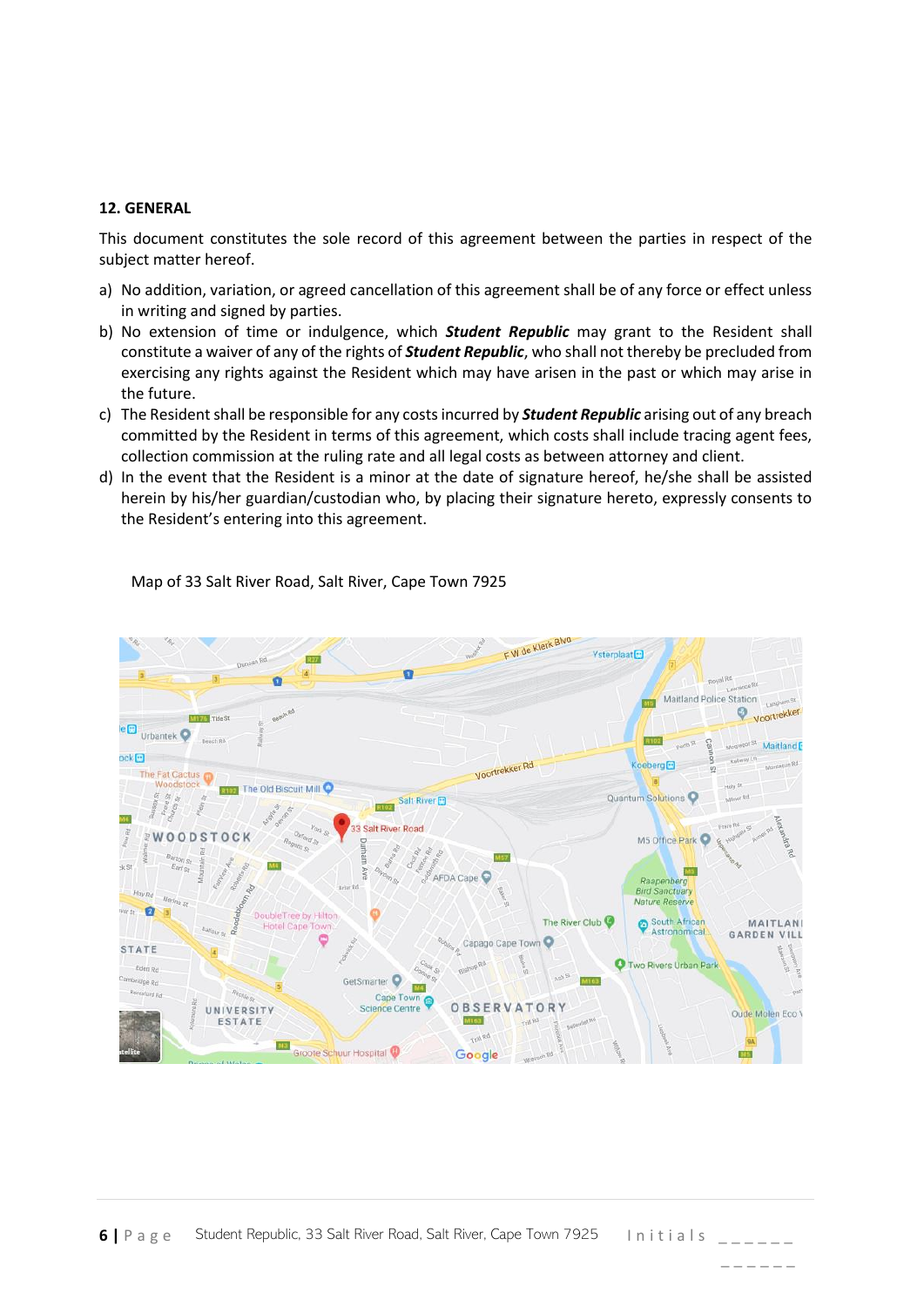## 12. GENERAL

This document constitutes the sole record of this agreement between the parties in respect of the subject matter hereof.

a) No addition, variation, or agreed cancellation of this agreement shall be of any force or effect unless in writing and signed by parties.

b) No extension of time or indulgence, which ***Student Republic*** may grant to the Resident shall constitute a waiver of any of the rights of ***Student Republic***, who shall not thereby be precluded from exercising any rights against the Resident which may have arisen in the past or which may arise in the future.

c) The Resident shall be responsible for any costs incurred by ***Student Republic*** arising out of any breach committed by the Resident in terms of this agreement, which costs shall include tracing agent fees, collection commission at the ruling rate and all legal costs as between attorney and client.

d) In the event that the Resident is a minor at the date of signature hereof, he/she shall be assisted herein by his/her guardian/custodian who, by placing their signature hereto, expressly consents to the Resident's entering into this agreement.

Map of 33 Salt River Road, Salt River, Cape Town 7925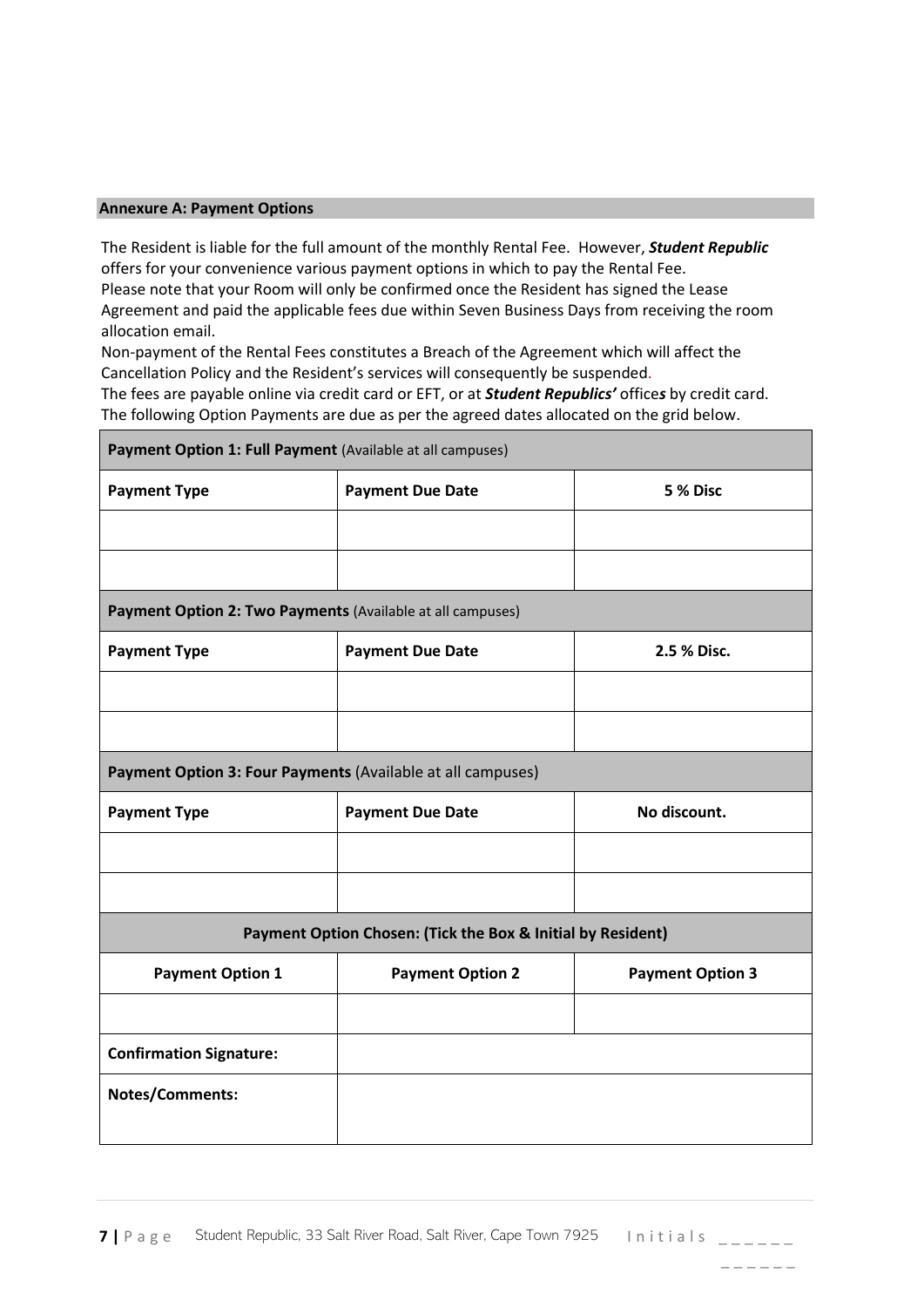## Annexure A: Payment Options

The Resident is liable for the full amount of the monthly Rental Fee. However, ***Student Republic*** offers for your convenience various payment options in which to pay the Rental Fee.
Please note that your Room will only be confirmed once the Resident has signed the Lease Agreement and paid the applicable fees due within Seven Business Days from receiving the room allocation email.
Non-payment of the Rental Fees constitutes a Breach of the Agreement which will affect the Cancellation Policy and the Resident's services will consequently be suspended.
The fees are payable online via credit card or EFT, or at ***Student Republics'*** office*s* by credit card.
The following Option Payments are due as per the agreed dates allocated on the grid below.

| **Payment Option 1: Full Payment** (Available at all campuses) | | |
|---|---|---|
| **Payment Type** | **Payment Due Date** | **5 % Disc** |
| | | |
| | | |
| **Payment Option 2: Two Payments** (Available at all campuses) | | |
| **Payment Type** | **Payment Due Date** | **2.5 % Disc.** |
| | | |
| | | |
| **Payment Option 3: Four Payments** (Available at all campuses) | | |
| **Payment Type** | **Payment Due Date** | **No discount.** |
| | | |
| | | |
| **Payment Option Chosen: (Tick the Box & Initial by Resident)** | | |
| **Payment Option 1** | **Payment Option 2** | **Payment Option 3** |
| | | |
| **Confirmation Signature:** | | |
| **Notes/Comments:** | | |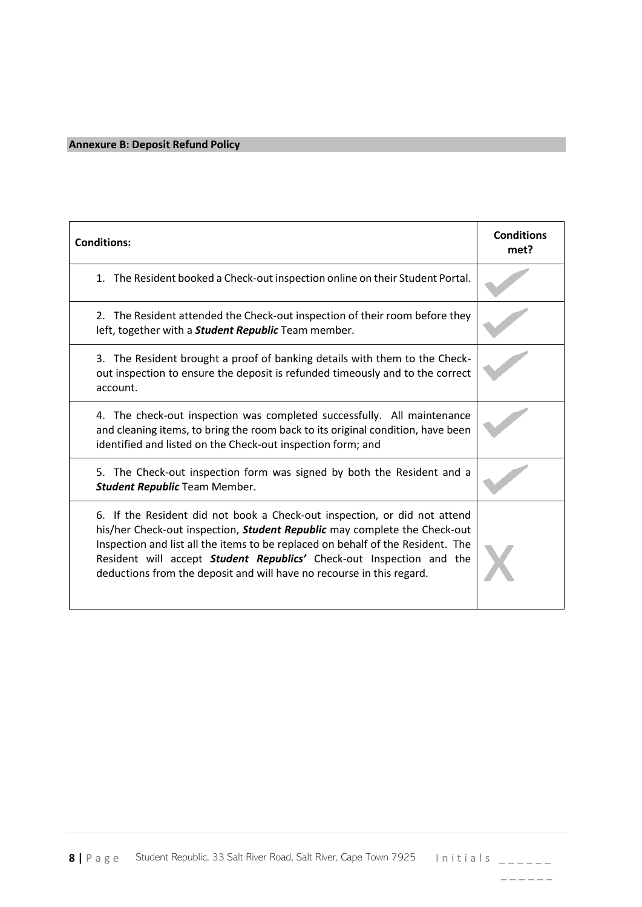**Annexure B: Deposit Refund Policy**

| Conditions: | Conditions met? |
|---|---|
| 1. The Resident booked a Check-out inspection online on their Student Portal. | ✓ |
| 2. The Resident attended the Check-out inspection of their room before they left, together with a ***Student Republic*** Team member. | ✓ |
| 3. The Resident brought a proof of banking details with them to the Check-out inspection to ensure the deposit is refunded timeously and to the correct account. | ✓ |
| 4. The check-out inspection was completed successfully. All maintenance and cleaning items, to bring the room back to its original condition, have been identified and listed on the Check-out inspection form; and | ✓ |
| 5. The Check-out inspection form was signed by both the Resident and a ***Student Republic*** Team Member. | ✓ |
| 6. If the Resident did not book a Check-out inspection, or did not attend his/her Check-out inspection, ***Student Republic*** may complete the Check-out Inspection and list all the items to be replaced on behalf of the Resident. The Resident will accept ***Student Republics'*** Check-out Inspection and the deductions from the deposit and will have no recourse in this regard. | X |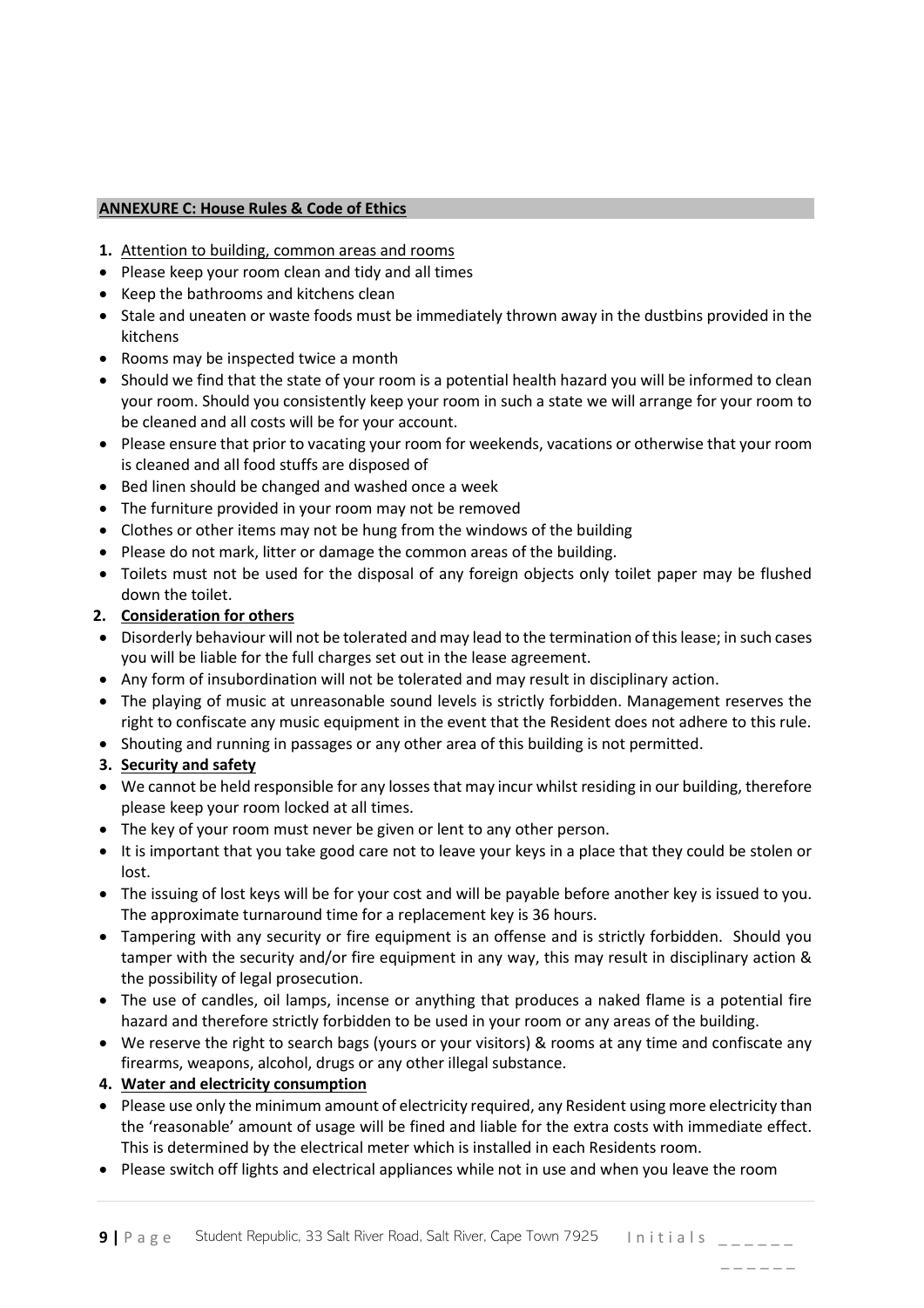**ANNEXURE C: House Rules & Code of Ethics**

1. Attention to building, common areas and rooms

- Please keep your room clean and tidy and all times
- Keep the bathrooms and kitchens clean
- Stale and uneaten or waste foods must be immediately thrown away in the dustbins provided in the kitchens
- Rooms may be inspected twice a month
- Should we find that the state of your room is a potential health hazard you will be informed to clean your room. Should you consistently keep your room in such a state we will arrange for your room to be cleaned and all costs will be for your account.
- Please ensure that prior to vacating your room for weekends, vacations or otherwise that your room is cleaned and all food stuffs are disposed of
- Bed linen should be changed and washed once a week
- The furniture provided in your room may not be removed
- Clothes or other items may not be hung from the windows of the building
- Please do not mark, litter or damage the common areas of the building.
- Toilets must not be used for the disposal of any foreign objects only toilet paper may be flushed down the toilet.

2. **Consideration for others**

- Disorderly behaviour will not be tolerated and may lead to the termination of this lease; in such cases you will be liable for the full charges set out in the lease agreement.
- Any form of insubordination will not be tolerated and may result in disciplinary action.
- The playing of music at unreasonable sound levels is strictly forbidden. Management reserves the right to confiscate any music equipment in the event that the Resident does not adhere to this rule.
- Shouting and running in passages or any other area of this building is not permitted.

3. **Security and safety**

- We cannot be held responsible for any losses that may incur whilst residing in our building, therefore please keep your room locked at all times.
- The key of your room must never be given or lent to any other person.
- It is important that you take good care not to leave your keys in a place that they could be stolen or lost.
- The issuing of lost keys will be for your cost and will be payable before another key is issued to you. The approximate turnaround time for a replacement key is 36 hours.
- Tampering with any security or fire equipment is an offense and is strictly forbidden. Should you tamper with the security and/or fire equipment in any way, this may result in disciplinary action & the possibility of legal prosecution.
- The use of candles, oil lamps, incense or anything that produces a naked flame is a potential fire hazard and therefore strictly forbidden to be used in your room or any areas of the building.
- We reserve the right to search bags (yours or your visitors) & rooms at any time and confiscate any firearms, weapons, alcohol, drugs or any other illegal substance.

4. **Water and electricity consumption**

- Please use only the minimum amount of electricity required, any Resident using more electricity than the 'reasonable' amount of usage will be fined and liable for the extra costs with immediate effect. This is determined by the electrical meter which is installed in each Residents room.
- Please switch off lights and electrical appliances while not in use and when you leave the room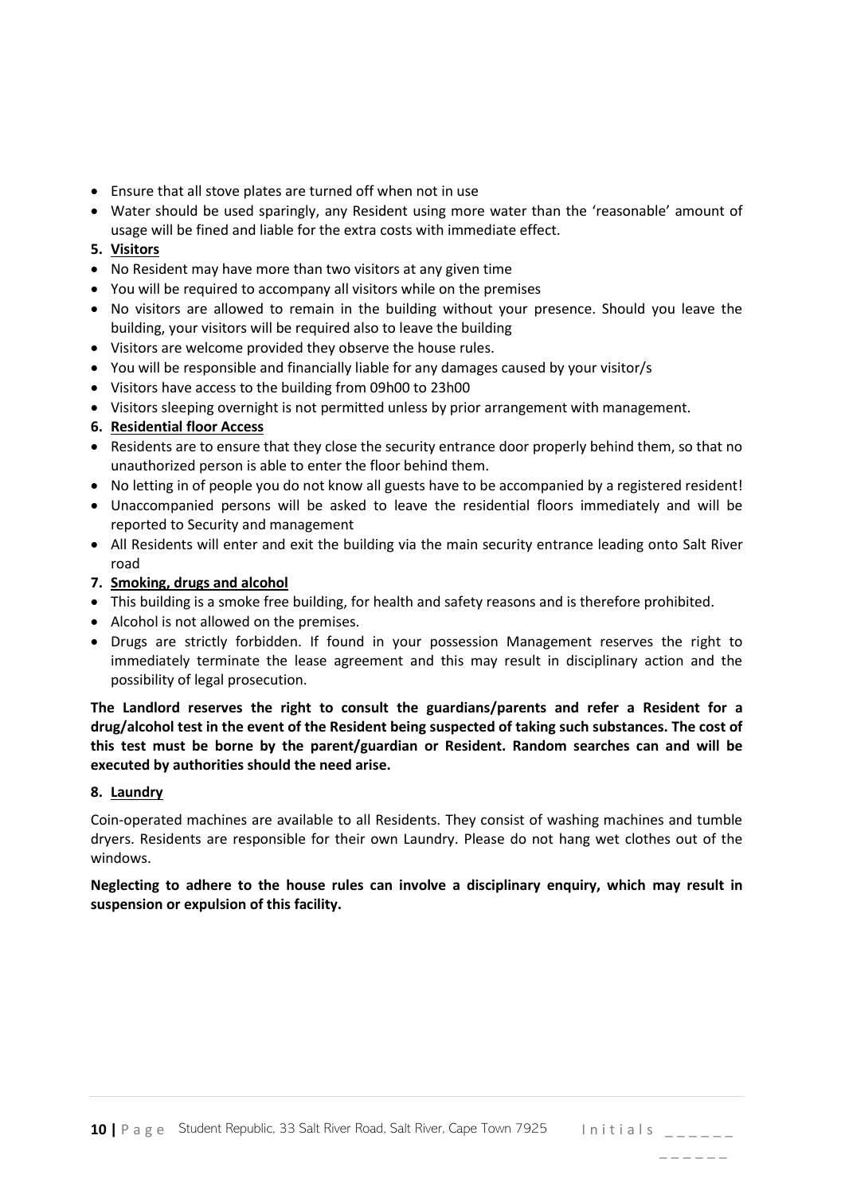- Ensure that all stove plates are turned off when not in use
- Water should be used sparingly, any Resident using more water than the 'reasonable' amount of usage will be fined and liable for the extra costs with immediate effect.

**5. Visitors**

- No Resident may have more than two visitors at any given time
- You will be required to accompany all visitors while on the premises
- No visitors are allowed to remain in the building without your presence. Should you leave the building, your visitors will be required also to leave the building
- Visitors are welcome provided they observe the house rules.
- You will be responsible and financially liable for any damages caused by your visitor/s
- Visitors have access to the building from 09h00 to 23h00
- Visitors sleeping overnight is not permitted unless by prior arrangement with management.

**6. Residential floor Access**

- Residents are to ensure that they close the security entrance door properly behind them, so that no unauthorized person is able to enter the floor behind them.
- No letting in of people you do not know all guests have to be accompanied by a registered resident!
- Unaccompanied persons will be asked to leave the residential floors immediately and will be reported to Security and management
- All Residents will enter and exit the building via the main security entrance leading onto Salt River road

**7. Smoking, drugs and alcohol**

- This building is a smoke free building, for health and safety reasons and is therefore prohibited.
- Alcohol is not allowed on the premises.
- Drugs are strictly forbidden. If found in your possession Management reserves the right to immediately terminate the lease agreement and this may result in disciplinary action and the possibility of legal prosecution.

**The Landlord reserves the right to consult the guardians/parents and refer a Resident for a drug/alcohol test in the event of the Resident being suspected of taking such substances. The cost of this test must be borne by the parent/guardian or Resident. Random searches can and will be executed by authorities should the need arise.**

**8. Laundry**

Coin-operated machines are available to all Residents. They consist of washing machines and tumble dryers. Residents are responsible for their own Laundry. Please do not hang wet clothes out of the windows.

**Neglecting to adhere to the house rules can involve a disciplinary enquiry, which may result in suspension or expulsion of this facility.**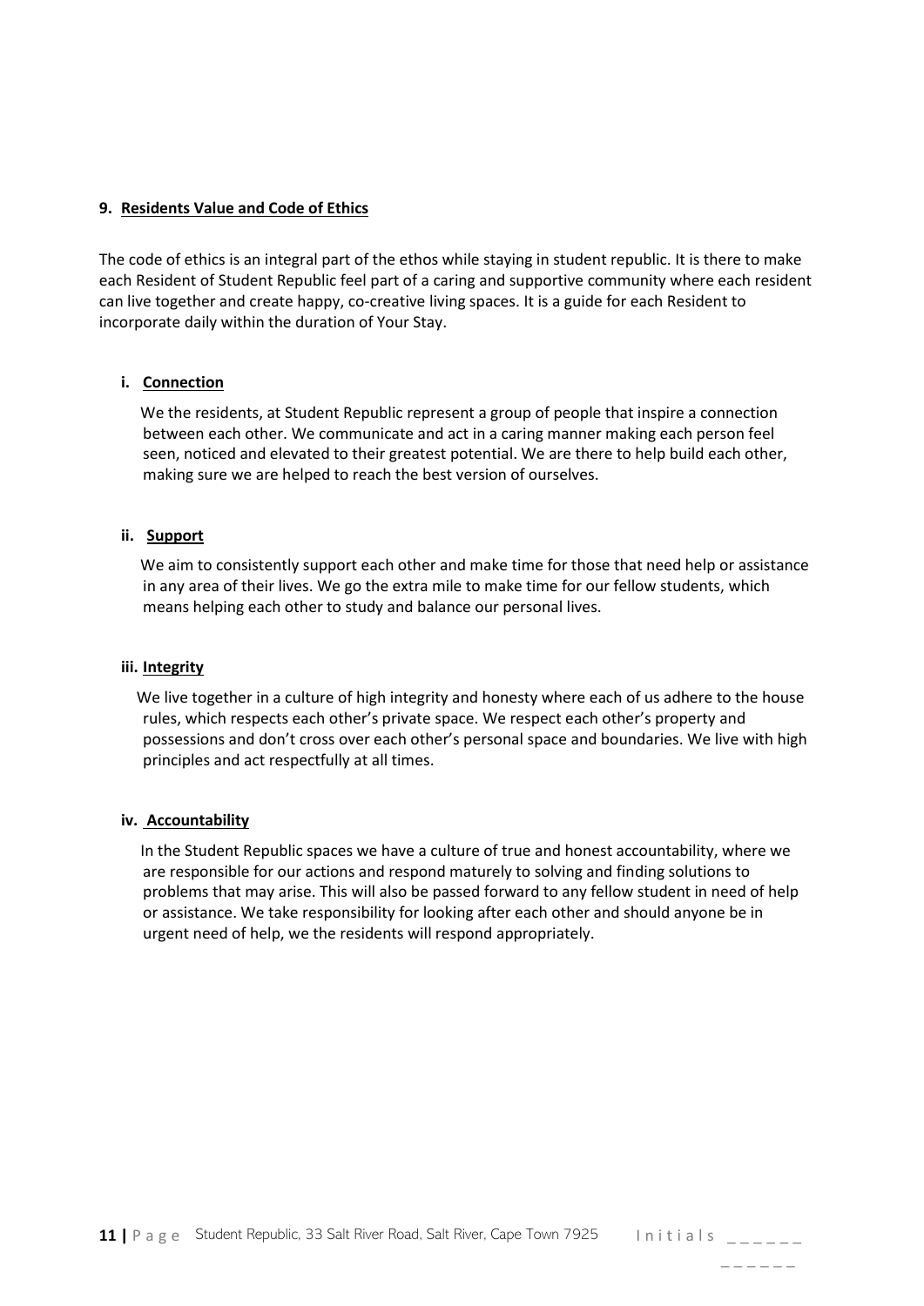## 9. Residents Value and Code of Ethics

The code of ethics is an integral part of the ethos while staying in student republic. It is there to make each Resident of Student Republic feel part of a caring and supportive community where each resident can live together and create happy, co-creative living spaces. It is a guide for each Resident to incorporate daily within the duration of Your Stay.

### i. Connection

We the residents, at Student Republic represent a group of people that inspire a connection between each other. We communicate and act in a caring manner making each person feel seen, noticed and elevated to their greatest potential. We are there to help build each other, making sure we are helped to reach the best version of ourselves.

### ii. Support

We aim to consistently support each other and make time for those that need help or assistance in any area of their lives. We go the extra mile to make time for our fellow students, which means helping each other to study and balance our personal lives.

### iii. Integrity

We live together in a culture of high integrity and honesty where each of us adhere to the house rules, which respects each other's private space. We respect each other's property and possessions and don't cross over each other's personal space and boundaries. We live with high principles and act respectfully at all times.

### iv. Accountability

In the Student Republic spaces we have a culture of true and honest accountability, where we are responsible for our actions and respond maturely to solving and finding solutions to problems that may arise. This will also be passed forward to any fellow student in need of help or assistance. We take responsibility for looking after each other and should anyone be in urgent need of help, we the residents will respond appropriately.

Initials ______

______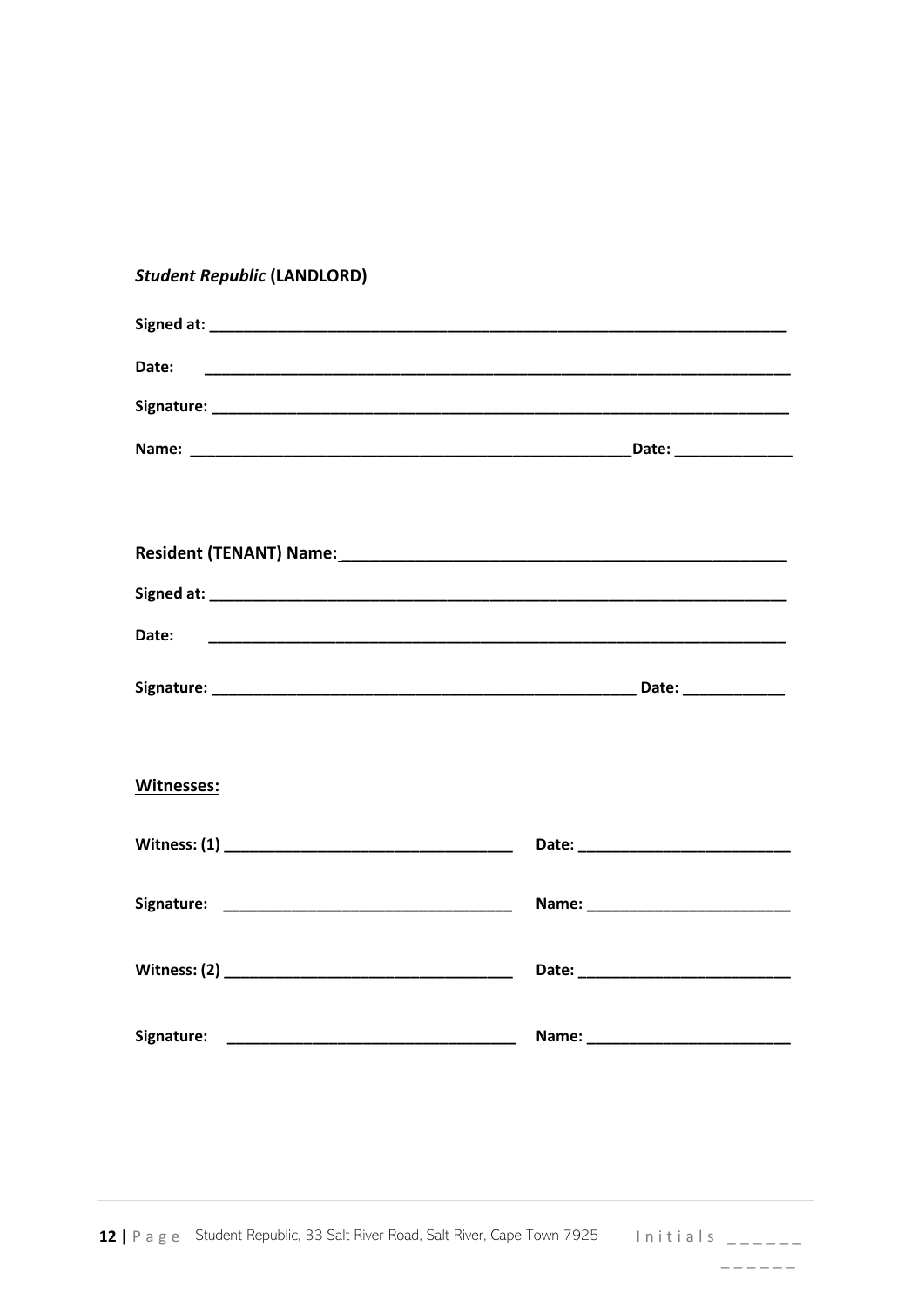***Student Republic*** **(LANDLORD)**

**Signed at: ______________________________________________________________________**

**Date: ______________________________________________________________________**

**Signature: ______________________________________________________________________**

**Name: ___________________________________________________Date: ______________**

**Resident (TENANT) Name:__________________________________________________**

**Signed at: ______________________________________________________________________**

**Date: ______________________________________________________________________**

**Signature: _________________________________________________ Date: ____________**

**Witnesses:**

**Witness: (1) __________________________________ Date: _________________________**

**Signature: __________________________________ Name: ________________________**

**Witness: (2) __________________________________ Date: _________________________**

**Signature: __________________________________ Name: ________________________**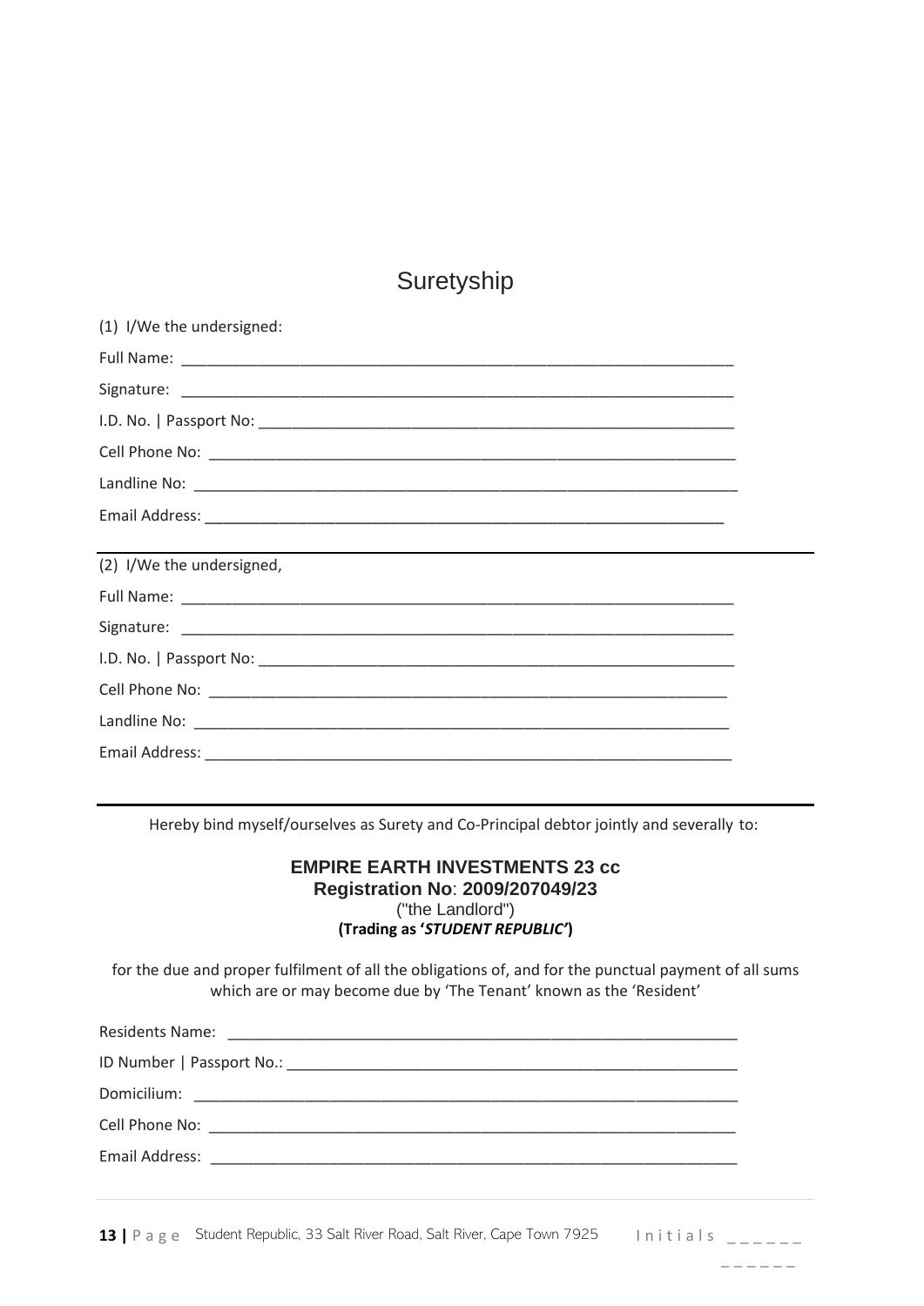# Suretyship

(1) I/We the undersigned:

Full Name: ____________________________________________________________________

Signature: ____________________________________________________________________

I.D. No. | Passport No: ____________________________________________________________

Cell Phone No: ________________________________________________________________

Landline No: __________________________________________________________________

Email Address: ________________________________________________________________

(2) I/We the undersigned,

Full Name: ____________________________________________________________________

Signature: ____________________________________________________________________

I.D. No. | Passport No: ____________________________________________________________

Cell Phone No: ________________________________________________________________

Landline No: __________________________________________________________________

Email Address: ________________________________________________________________

Hereby bind myself/ourselves as Surety and Co-Principal debtor jointly and severally to:

**EMPIRE EARTH INVESTMENTS 23 cc**
**Registration No**: **2009/207049/23**
("the Landlord")
**(Trading as '*STUDENT REPUBLIC*')**

for the due and proper fulfilment of all the obligations of, and for the punctual payment of all sums which are or may become due by 'The Tenant' known as the 'Resident'

Residents Name: _______________________________________________________________

ID Number | Passport No.: ________________________________________________________

Domicilium: ___________________________________________________________________

Cell Phone No: ________________________________________________________________

Email Address: ________________________________________________________________

Initials ______ ______